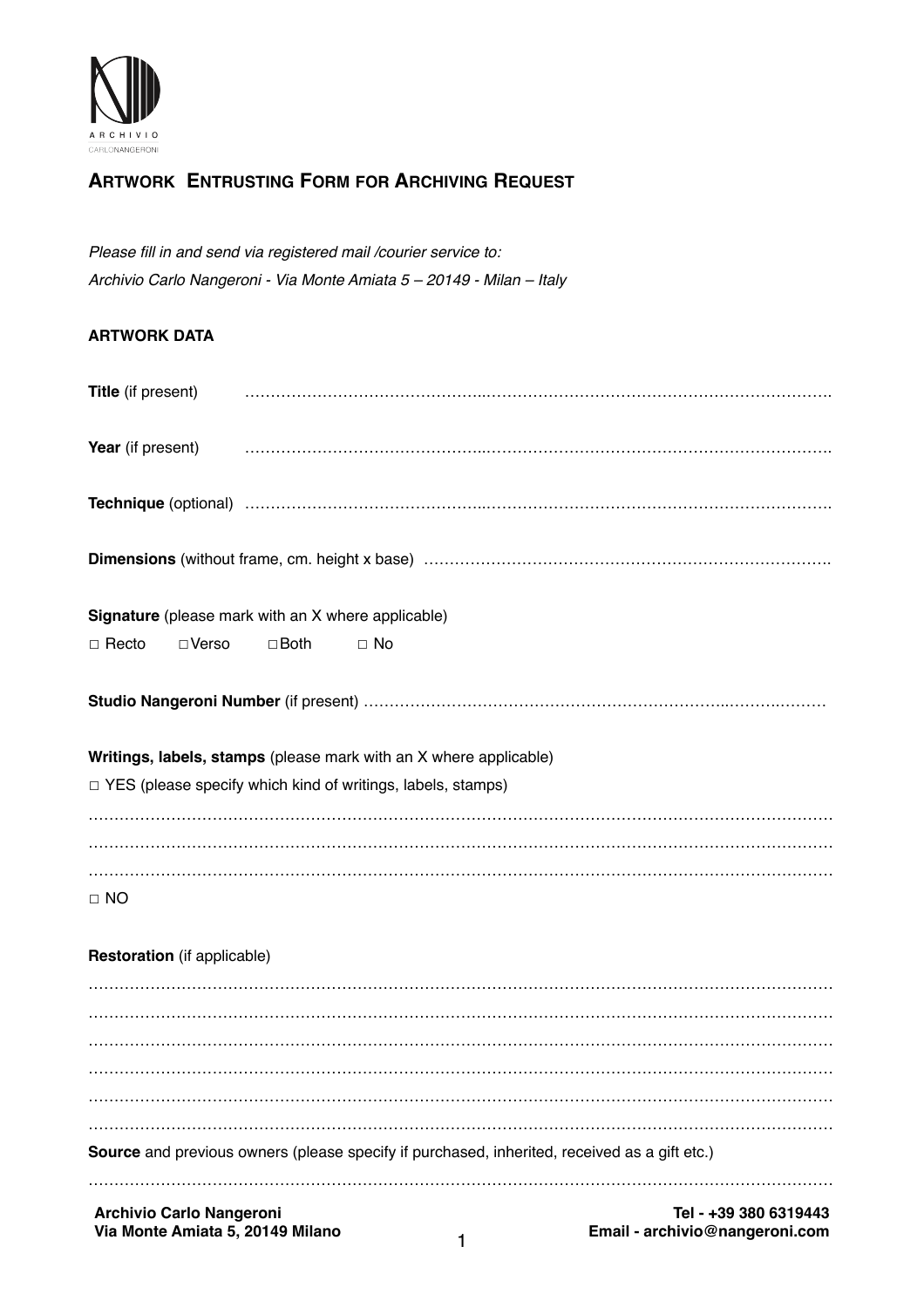ARCHIVIO
CARLONANGERONI

## ARTWORK ENTRUSTING FORM FOR ARCHIVING REQUEST

*Please fill in and send via registered mail /courier service to:*
*Archivio Carlo Nangeroni - Via Monte Amiata 5 – 20149 - Milan – Italy*

**ARTWORK DATA**

**Title** (if present) ……………………………………………………………………………………………

**Year** (if present) ……………………………………………………………………………………………

**Technique** (optional) ……………………………………………………………………………………………

**Dimensions** (without frame, cm. height x base) ………………………………………………………………

**Signature** (please mark with an X where applicable)

□ Recto □ Verso □ Both □ No

**Studio Nangeroni Number** (if present) ……………………………………………………………………

**Writings, labels, stamps** (please mark with an X where applicable)

□ YES (please specify which kind of writings, labels, stamps)

……………………………………………………………………………………………………………………
……………………………………………………………………………………………………………………
……………………………………………………………………………………………………………………

□ NO

**Restoration** (if applicable)

……………………………………………………………………………………………………………………
……………………………………………………………………………………………………………………
……………………………………………………………………………………………………………………
……………………………………………………………………………………………………………………
……………………………………………………………………………………………………………………
……………………………………………………………………………………………………………………

**Source** and previous owners (please specify if purchased, inherited, received as a gift etc.)

……………………………………………………………………………………………………………………

**Archivio Carlo Nangeroni**
**Via Monte Amiata 5, 20149 Milano**

**Tel - +39 380 6319443**
**Email - archivio@nangeroni.com**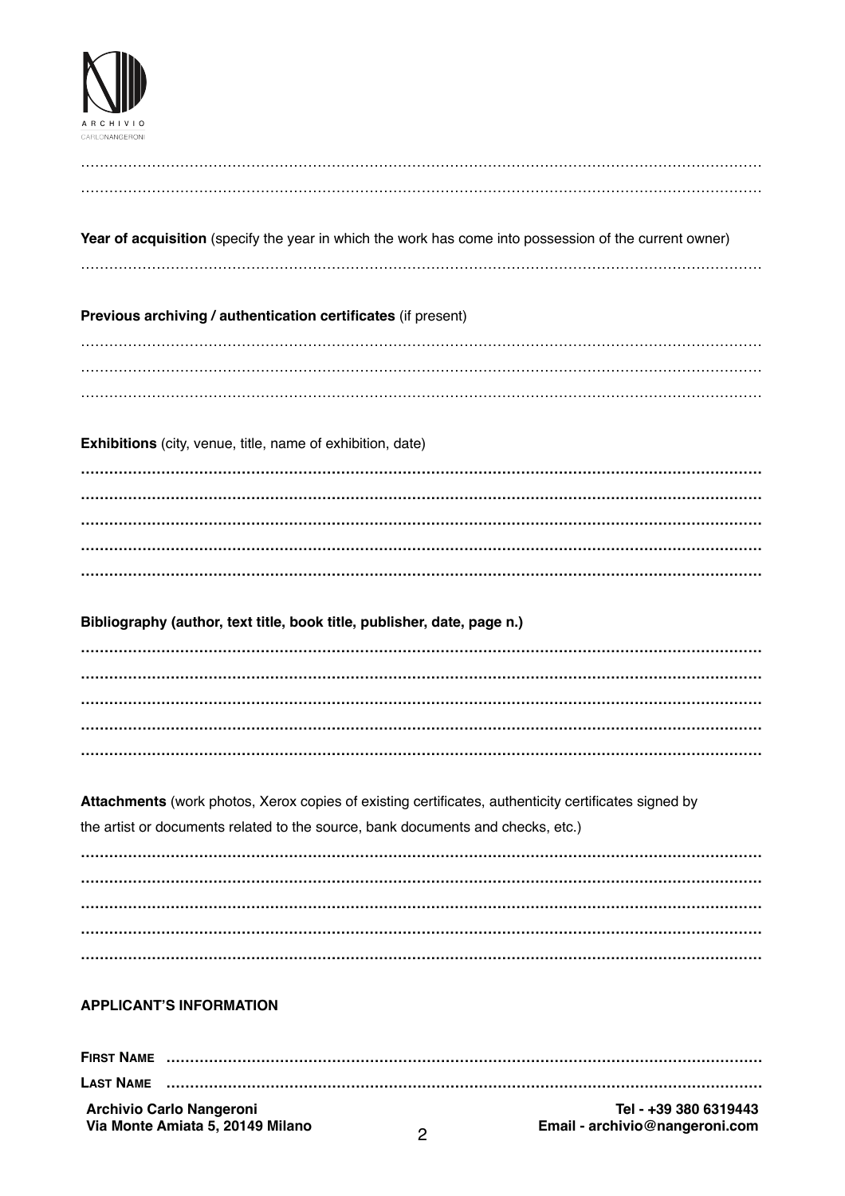Year of acquisition (specify the year in which the work has come into possession of the current owner)

……………………………………………………………………………………………………………………………

**Previous archiving / authentication certificates** (if present)

……………………………………………………………………………………………………………………………
……………………………………………………………………………………………………………………………
……………………………………………………………………………………………………………………………

**Exhibitions** (city, venue, title, name of exhibition, date)

……………………………………………………………………………………………………………………………
……………………………………………………………………………………………………………………………
……………………………………………………………………………………………………………………………
……………………………………………………………………………………………………………………………
……………………………………………………………………………………………………………………………

**Bibliography (author, text title, book title, publisher, date, page n.)**

……………………………………………………………………………………………………………………………
……………………………………………………………………………………………………………………………
……………………………………………………………………………………………………………………………
……………………………………………………………………………………………………………………………
……………………………………………………………………………………………………………………………

**Attachments** (work photos, Xerox copies of existing certificates, authenticity certificates signed by the artist or documents related to the source, bank documents and checks, etc.)

……………………………………………………………………………………………………………………………
……………………………………………………………………………………………………………………………
……………………………………………………………………………………………………………………………
……………………………………………………………………………………………………………………………
……………………………………………………………………………………………………………………………

**APPLICANT'S INFORMATION**

**FIRST NAME** ……………………………………………………………………………………………………………

**LAST NAME** ……………………………………………………………………………………………………………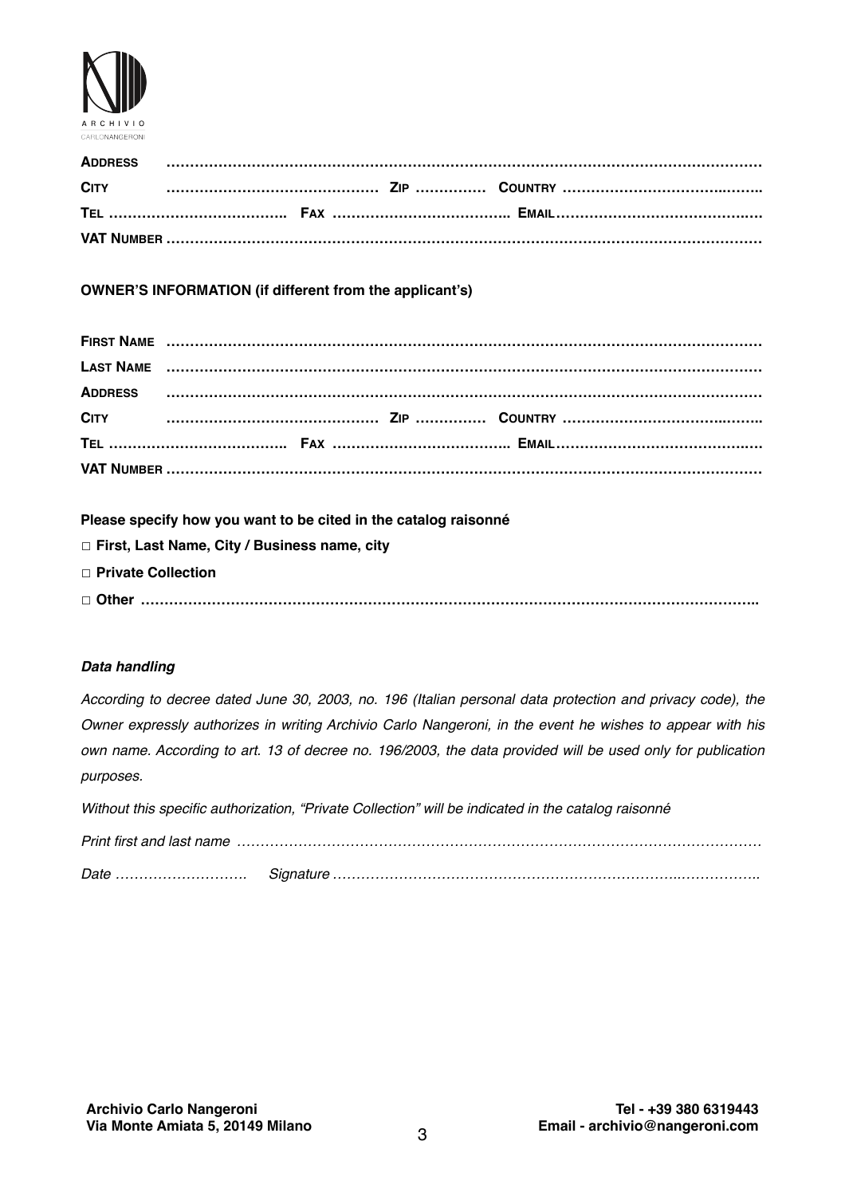ARCHIVIO
CARLONANGERONI

**ADDRESS** …………………………………………………………………………………………………………

**CITY** ……………………………………… **ZIP** …………… **COUNTRY** …………………………………….

**TEL** ………………………………. **FAX** ………………………………. **EMAIL**…………………………………….

**VAT NUMBER** ……………………………………………………………………………………………………

**OWNER'S INFORMATION (if different from the applicant's)**

**FIRST NAME** ……………………………………………………………………………………………………

**LAST NAME** ……………………………………………………………………………………………………

**ADDRESS** …………………………………………………………………………………………………………

**CITY** ……………………………………… **ZIP** …………… **COUNTRY** …………………………………….

**TEL** ………………………………. **FAX** ………………………………. **EMAIL**…………………………………….

**VAT NUMBER** ……………………………………………………………………………………………………

**Please specify how you want to be cited in the catalog raisonné**

□ **First, Last Name, City / Business name, city**

□ **Private Collection**

□ **Other** ……………………………………………………………………………………………………………..

***Data handling***

*According to decree dated June 30, 2003, no. 196 (Italian personal data protection and privacy code), the Owner expressly authorizes in writing Archivio Carlo Nangeroni, in the event he wishes to appear with his own name. According to art. 13 of decree no. 196/2003, the data provided will be used only for publication purposes.*

*Without this specific authorization, "Private Collection" will be indicated in the catalog raisonné*

*Print first and last name* ……………………………………………………………………………………………

*Date* ………………………. *Signature* ……………………………………………………………………………..

**Archivio Carlo Nangeroni**
**Via Monte Amiata 5, 20149 Milano**

**Tel - +39 380 6319443**
**Email - archivio@nangeroni.com**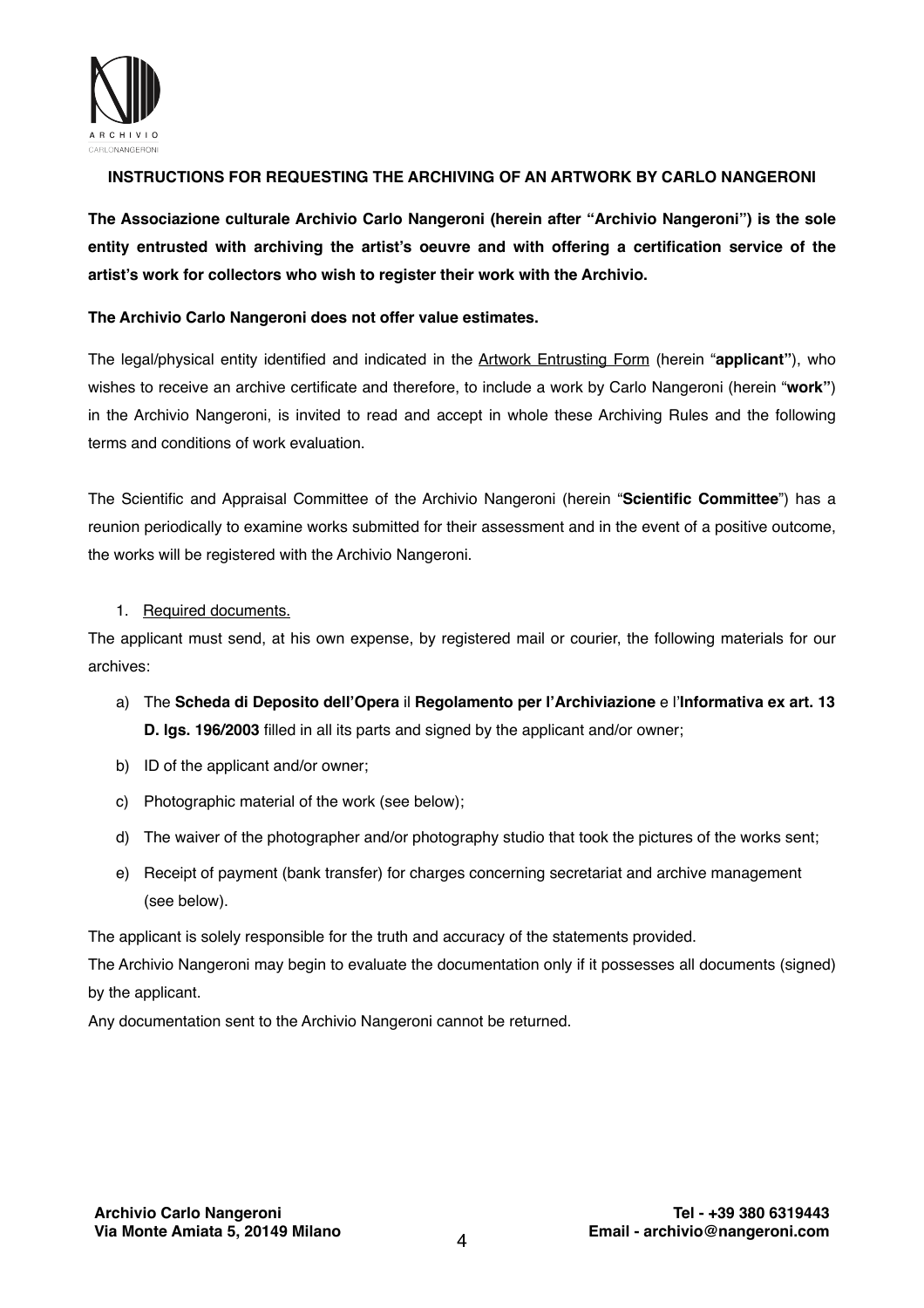**INSTRUCTIONS FOR REQUESTING THE ARCHIVING OF AN ARTWORK BY CARLO NANGERONI**

**The Associazione culturale Archivio Carlo Nangeroni (herein after "Archivio Nangeroni") is the sole entity entrusted with archiving the artist's oeuvre and with offering a certification service of the artist's work for collectors who wish to register their work with the Archivio.**

**The Archivio Carlo Nangeroni does not offer value estimates.**

The legal/physical entity identified and indicated in the Artwork Entrusting Form (herein "**applicant**"), who wishes to receive an archive certificate and therefore, to include a work by Carlo Nangeroni (herein "**work**") in the Archivio Nangeroni, is invited to read and accept in whole these Archiving Rules and the following terms and conditions of work evaluation.

The Scientific and Appraisal Committee of the Archivio Nangeroni (herein "**Scientific Committee**") has a reunion periodically to examine works submitted for their assessment and in the event of a positive outcome, the works will be registered with the Archivio Nangeroni.

1. Required documents.

The applicant must send, at his own expense, by registered mail or courier, the following materials for our archives:

a) The **Scheda di Deposito dell'Opera** il **Regolamento per l'Archiviazione** e l'**Informativa ex art. 13 D. lgs. 196/2003** filled in all its parts and signed by the applicant and/or owner;

b) ID of the applicant and/or owner;

c) Photographic material of the work (see below);

d) The waiver of the photographer and/or photography studio that took the pictures of the works sent;

e) Receipt of payment (bank transfer) for charges concerning secretariat and archive management (see below).

The applicant is solely responsible for the truth and accuracy of the statements provided.

The Archivio Nangeroni may begin to evaluate the documentation only if it possesses all documents (signed) by the applicant.

Any documentation sent to the Archivio Nangeroni cannot be returned.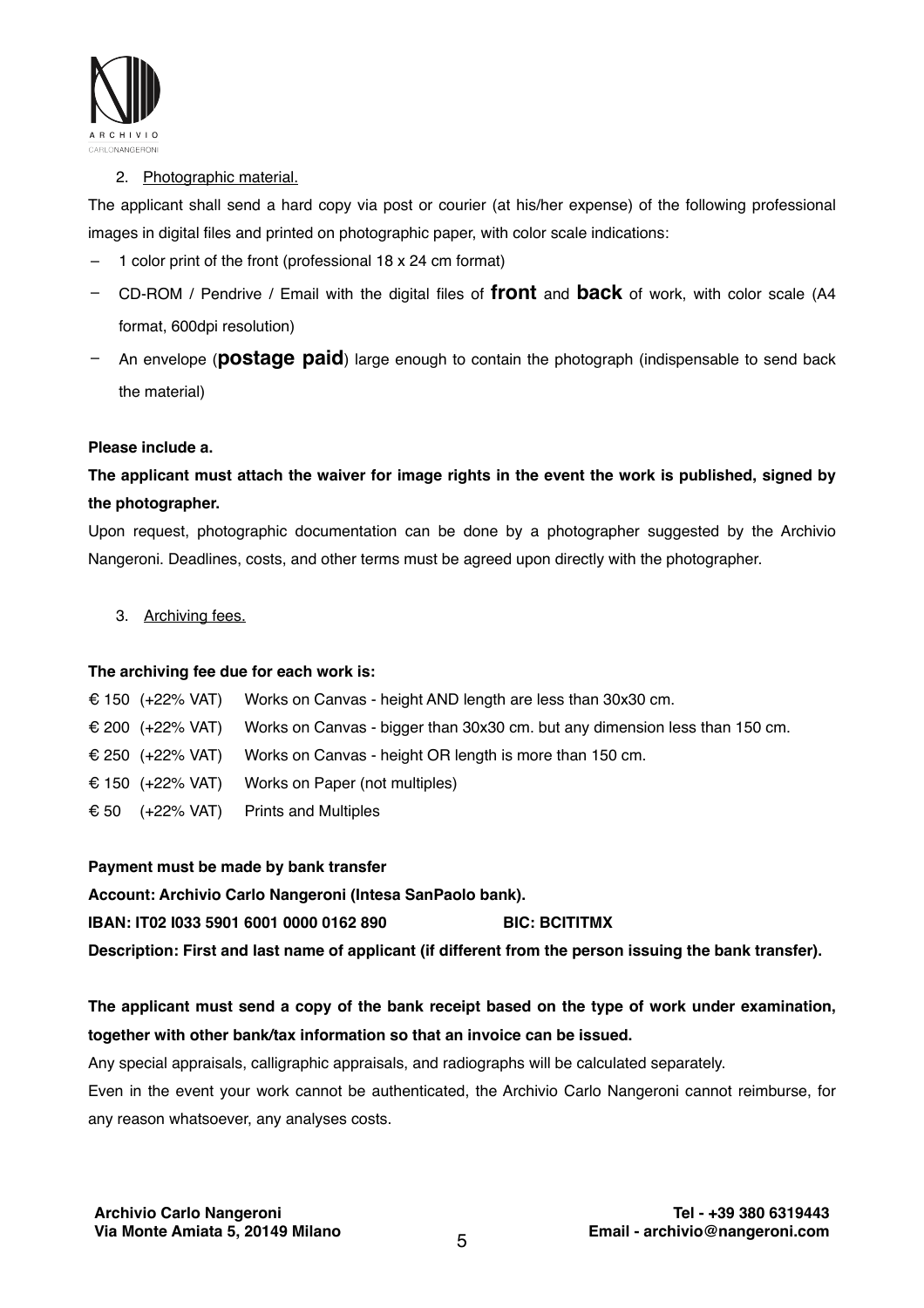2. Photographic material.

The applicant shall send a hard copy via post or courier (at his/her expense) of the following professional images in digital files and printed on photographic paper, with color scale indications:

- 1 color print of the front (professional 18 x 24 cm format)
- CD-ROM / Pendrive / Email with the digital files of **front** and **back** of work, with color scale (A4 format, 600dpi resolution)
- An envelope (**postage paid**) large enough to contain the photograph (indispensable to send back the material)

**Please include a.**

**The applicant must attach the waiver for image rights in the event the work is published, signed by the photographer.**

Upon request, photographic documentation can be done by a photographer suggested by the Archivio Nangeroni. Deadlines, costs, and other terms must be agreed upon directly with the photographer.

3. Archiving fees.

**The archiving fee due for each work is:**

| | |
|---|---|
| € 150 (+22% VAT) | Works on Canvas - height AND length are less than 30x30 cm. |
| € 200 (+22% VAT) | Works on Canvas - bigger than 30x30 cm. but any dimension less than 150 cm. |
| € 250 (+22% VAT) | Works on Canvas - height OR length is more than 150 cm. |
| € 150 (+22% VAT) | Works on Paper (not multiples) |
| € 50 (+22% VAT) | Prints and Multiples |

**Payment must be made by bank transfer**

**Account: Archivio Carlo Nangeroni (Intesa SanPaolo bank).**

**IBAN: IT02 I033 5901 6001 0000 0162 890 BIC: BCITITMX**

**Description: First and last name of applicant (if different from the person issuing the bank transfer).**

**The applicant must send a copy of the bank receipt based on the type of work under examination, together with other bank/tax information so that an invoice can be issued.**

Any special appraisals, calligraphic appraisals, and radiographs will be calculated separately.

Even in the event your work cannot be authenticated, the Archivio Carlo Nangeroni cannot reimburse, for any reason whatsoever, any analyses costs.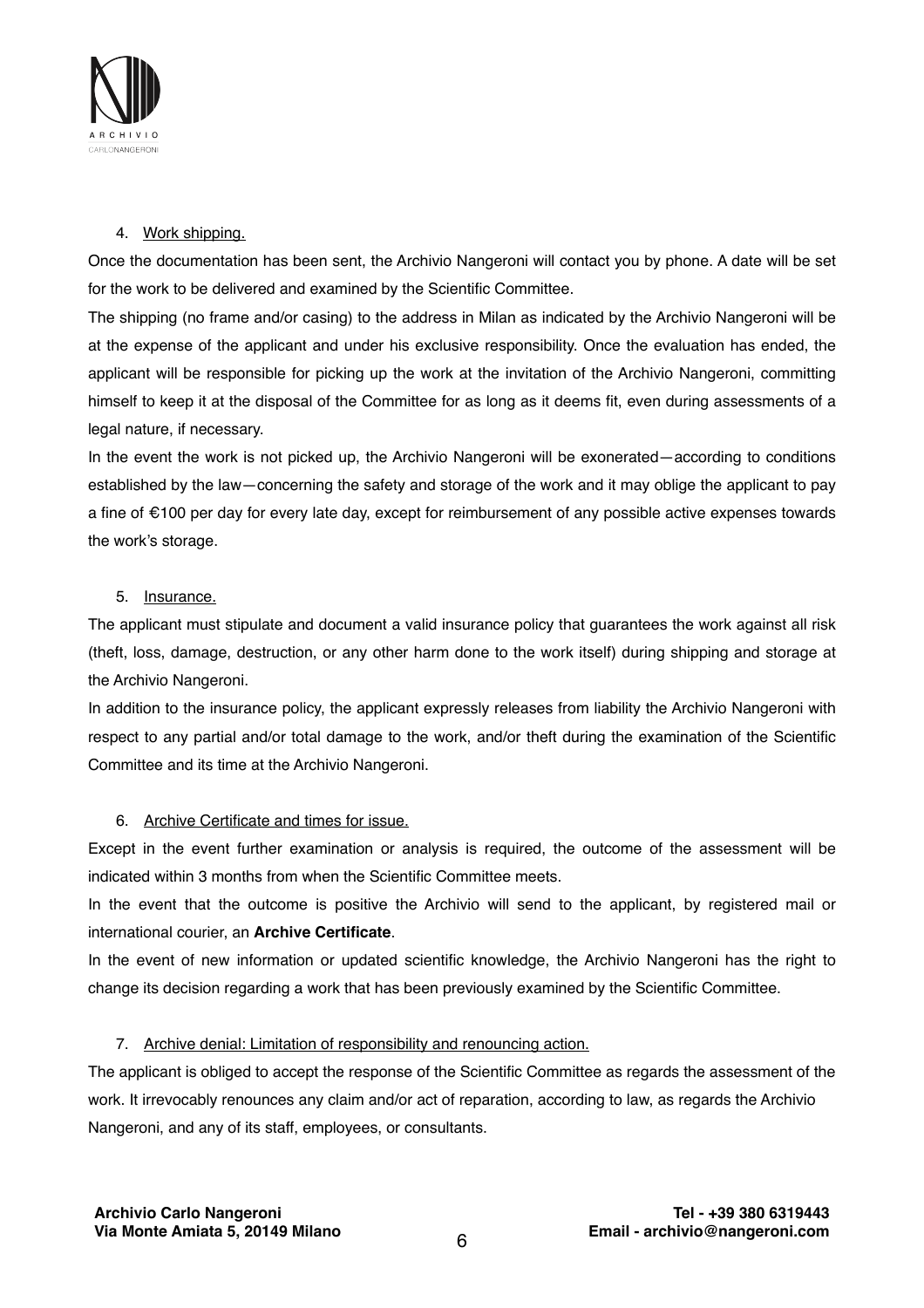4. Work shipping.

Once the documentation has been sent, the Archivio Nangeroni will contact you by phone. A date will be set for the work to be delivered and examined by the Scientific Committee.

The shipping (no frame and/or casing) to the address in Milan as indicated by the Archivio Nangeroni will be at the expense of the applicant and under his exclusive responsibility. Once the evaluation has ended, the applicant will be responsible for picking up the work at the invitation of the Archivio Nangeroni, committing himself to keep it at the disposal of the Committee for as long as it deems fit, even during assessments of a legal nature, if necessary.

In the event the work is not picked up, the Archivio Nangeroni will be exonerated—according to conditions established by the law—concerning the safety and storage of the work and it may oblige the applicant to pay a fine of €100 per day for every late day, except for reimbursement of any possible active expenses towards the work's storage.

5. Insurance.

The applicant must stipulate and document a valid insurance policy that guarantees the work against all risk (theft, loss, damage, destruction, or any other harm done to the work itself) during shipping and storage at the Archivio Nangeroni.

In addition to the insurance policy, the applicant expressly releases from liability the Archivio Nangeroni with respect to any partial and/or total damage to the work, and/or theft during the examination of the Scientific Committee and its time at the Archivio Nangeroni.

6. Archive Certificate and times for issue.

Except in the event further examination or analysis is required, the outcome of the assessment will be indicated within 3 months from when the Scientific Committee meets.

In the event that the outcome is positive the Archivio will send to the applicant, by registered mail or international courier, an **Archive Certificate**.

In the event of new information or updated scientific knowledge, the Archivio Nangeroni has the right to change its decision regarding a work that has been previously examined by the Scientific Committee.

7. Archive denial: Limitation of responsibility and renouncing action.

The applicant is obliged to accept the response of the Scientific Committee as regards the assessment of the work. It irrevocably renounces any claim and/or act of reparation, according to law, as regards the Archivio Nangeroni, and any of its staff, employees, or consultants.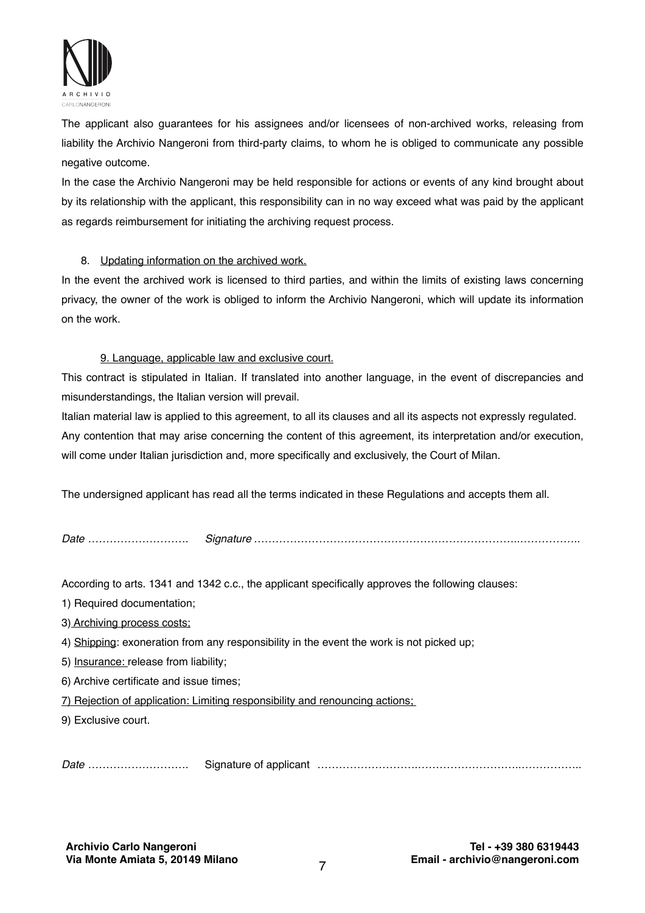The applicant also guarantees for his assignees and/or licensees of non-archived works, releasing from liability the Archivio Nangeroni from third-party claims, to whom he is obliged to communicate any possible negative outcome.

In the case the Archivio Nangeroni may be held responsible for actions or events of any kind brought about by its relationship with the applicant, this responsibility can in no way exceed what was paid by the applicant as regards reimbursement for initiating the archiving request process.

8. Updating information on the archived work.

In the event the archived work is licensed to third parties, and within the limits of existing laws concerning privacy, the owner of the work is obliged to inform the Archivio Nangeroni, which will update its information on the work.

9. Language, applicable law and exclusive court.

This contract is stipulated in Italian. If translated into another language, in the event of discrepancies and misunderstandings, the Italian version will prevail.

Italian material law is applied to this agreement, to all its clauses and all its aspects not expressly regulated.

Any contention that may arise concerning the content of this agreement, its interpretation and/or execution, will come under Italian jurisdiction and, more specifically and exclusively, the Court of Milan.

The undersigned applicant has read all the terms indicated in these Regulations and accepts them all.

*Date* ………………………. *Signature* …………………………………………………………………..……………..

According to arts. 1341 and 1342 c.c., the applicant specifically approves the following clauses:

1) Required documentation;

3) Archiving process costs;

4) Shipping: exoneration from any responsibility in the event the work is not picked up;

5) Insurance: release from liability;

6) Archive certificate and issue times;

7) Rejection of application: Limiting responsibility and renouncing actions;

9) Exclusive court.

*Date* ………………………. Signature of applicant ……………………….……………………..……………..

**Archivio Carlo Nangeroni**
**Via Monte Amiata 5, 20149 Milano**

**Tel - +39 380 6319443**
**Email - archivio@nangeroni.com**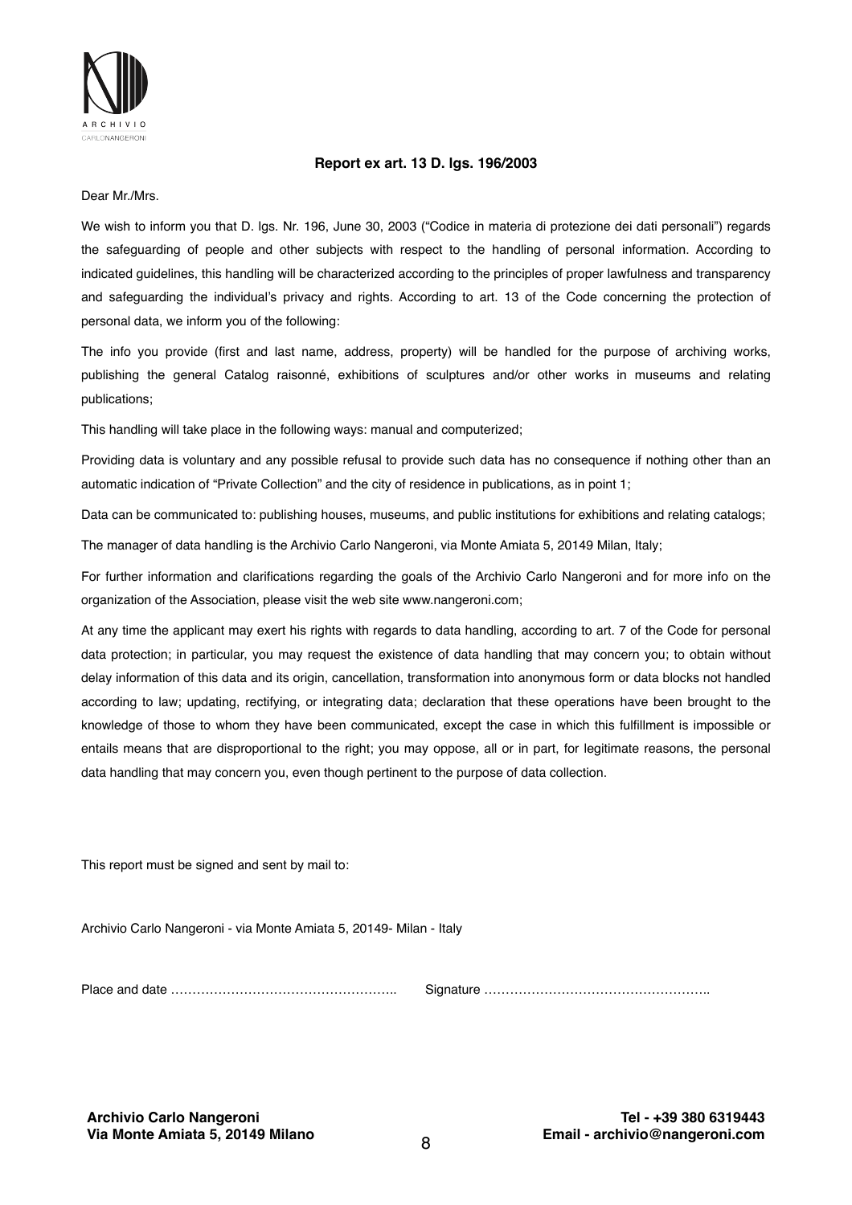ARCHIVIO
CARLONANGERONI

## Report ex art. 13 D. lgs. 196/2003

Dear Mr./Mrs.

We wish to inform you that D. lgs. Nr. 196, June 30, 2003 ("Codice in materia di protezione dei dati personali") regards the safeguarding of people and other subjects with respect to the handling of personal information. According to indicated guidelines, this handling will be characterized according to the principles of proper lawfulness and transparency and safeguarding the individual's privacy and rights. According to art. 13 of the Code concerning the protection of personal data, we inform you of the following:

The info you provide (first and last name, address, property) will be handled for the purpose of archiving works, publishing the general Catalog raisonné, exhibitions of sculptures and/or other works in museums and relating publications;

This handling will take place in the following ways: manual and computerized;

Providing data is voluntary and any possible refusal to provide such data has no consequence if nothing other than an automatic indication of "Private Collection" and the city of residence in publications, as in point 1;

Data can be communicated to: publishing houses, museums, and public institutions for exhibitions and relating catalogs;

The manager of data handling is the Archivio Carlo Nangeroni, via Monte Amiata 5, 20149 Milan, Italy;

For further information and clarifications regarding the goals of the Archivio Carlo Nangeroni and for more info on the organization of the Association, please visit the web site www.nangeroni.com;

At any time the applicant may exert his rights with regards to data handling, according to art. 7 of the Code for personal data protection; in particular, you may request the existence of data handling that may concern you; to obtain without delay information of this data and its origin, cancellation, transformation into anonymous form or data blocks not handled according to law; updating, rectifying, or integrating data; declaration that these operations have been brought to the knowledge of those to whom they have been communicated, except the case in which this fulfillment is impossible or entails means that are disproportional to the right; you may oppose, all or in part, for legitimate reasons, the personal data handling that may concern you, even though pertinent to the purpose of data collection.

This report must be signed and sent by mail to:

Archivio Carlo Nangeroni - via Monte Amiata 5, 20149- Milan - Italy

Place and date …………………………………………….. Signature ……………………………………………..

**Archivio Carlo Nangeroni**
**Via Monte Amiata 5, 20149 Milano**

**Tel - +39 380 6319443**
**Email - archivio@nangeroni.com**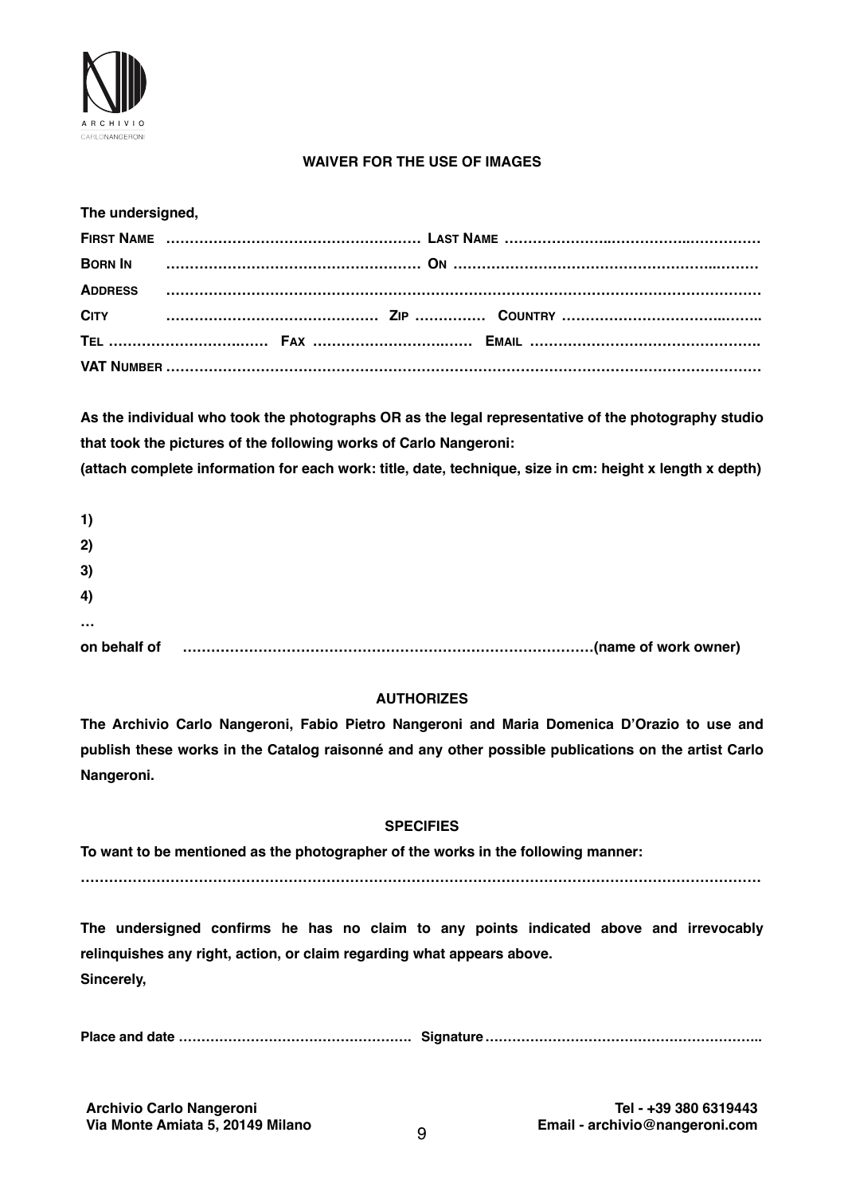## WAIVER FOR THE USE OF IMAGES

**The undersigned,**

**FIRST NAME** ……………………………………………… **LAST NAME** ……………………………………………

**BORN IN** ……………………………………………… **ON** ………………………………………………………

**ADDRESS** ………………………………………………………………………………………………………

**CITY** ……………………………………… **ZIP** …………… **COUNTRY** ……………………………………

**TEL** ……………………………… **FAX** ……………………………… **EMAIL** ………………………………………

**VAT NUMBER** ……………………………………………………………………………………………………

**As the individual who took the photographs OR as the legal representative of the photography studio that took the pictures of the following works of Carlo Nangeroni:**
**(attach complete information for each work: title, date, technique, size in cm: height x length x depth)**

**1)**
**2)**
**3)**
**4)**
**…**

**on behalf of** ……………………………………………………………………………**(name of work owner)**

**AUTHORIZES**

**The Archivio Carlo Nangeroni, Fabio Pietro Nangeroni and Maria Domenica D'Orazio to use and publish these works in the Catalog raisonné and any other possible publications on the artist Carlo Nangeroni.**

**SPECIFIES**

**To want to be mentioned as the photographer of the works in the following manner:**

……………………………………………………………………………………………………………………………

**The undersigned confirms he has no claim to any points indicated above and irrevocably relinquishes any right, action, or claim regarding what appears above.**
**Sincerely,**

**Place and date** ……………………………………………. **Signature** ……………………………………………………..

**Archivio Carlo Nangeroni**
**Via Monte Amiata 5, 20149 Milano**

**Tel - +39 380 6319443**
**Email - archivio@nangeroni.com**